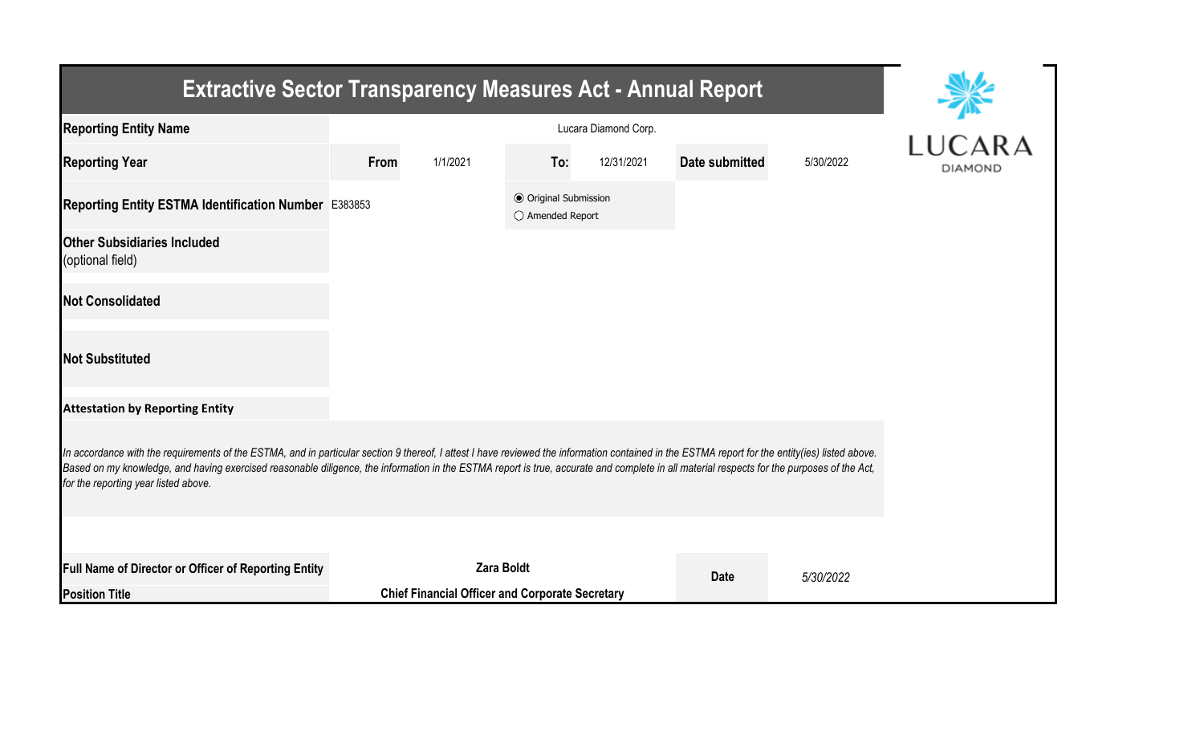# Extractive Sector Transparency Measures Act - Annual Report

| | | | | | | |
|---|---|---|---|---|---|---|
| **Reporting Entity Name** | Lucara Diamond Corp. | | | | | |
| **Reporting Year** | **From** | 1/1/2021 | **To:** | 12/31/2021 | **Date submitted** | 5/30/2022 |
| **Reporting Entity ESTMA Identification Number** | E383853 | | ◉ Original Submission<br>○ Amended Report | | | |
| **Other Subsidiaries Included**<br>(optional field) | | | | | | |
| **Not Consolidated** | | | | | | |
| **Not Substituted** | | | | | | |

**Attestation by Reporting Entity**

*In accordance with the requirements of the ESTMA, and in particular section 9 thereof, I attest I have reviewed the information contained in the ESTMA report for the entity(ies) listed above. Based on my knowledge, and having exercised reasonable diligence, the information in the ESTMA report is true, accurate and complete in all material respects for the purposes of the Act, for the reporting year listed above.*

| | | | |
|---|---|---|---|
| **Full Name of Director or Officer of Reporting Entity** | **Zara Boldt** | **Date** | *5/30/2022* |
| **Position Title** | **Chief Financial Officer and Corporate Secretary** | | |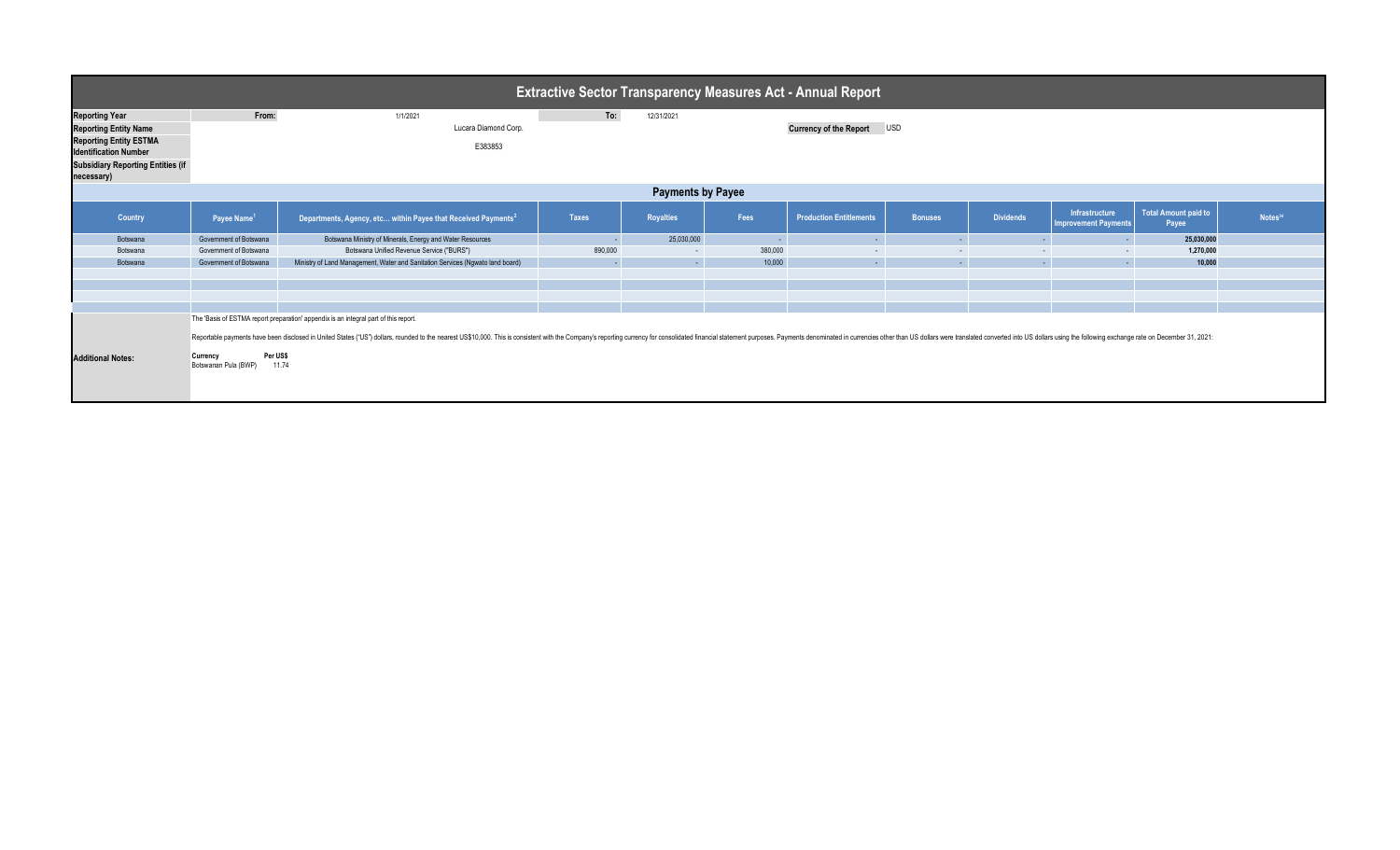# Extractive Sector Transparency Measures Act - Annual Report

| | | | | |
|---|---|---|---|---|
| **Reporting Year** | From: | 1/1/2021 | To: | 12/31/2021 |
| **Reporting Entity Name** | | Lucara Diamond Corp. | **Currency of the Report** | USD |
| **Reporting Entity ESTMA Identification Number** | | E383853 | | |
| **Subsidiary Reporting Entities (if necessary)** | | | | |

## Payments by Payee

| Country | Payee Name[1] | Departments, Agency, etc... within Payee that Received Payments[2] | Taxes | Royalties | Fees | Production Entitlements | Bonuses | Dividends | Infrastructure Improvement Payments | Total Amount paid to Payee | Notes[34] |
|---|---|---|---|---|---|---|---|---|---|---|---|
| Botswana | Government of Botswana | Botswana Ministry of Minerals, Energy and Water Resources | - | 25,030,000 | - | - | - | - | - | **25,030,000** | |
| Botswana | Government of Botswana | Botswana Unified Revenue Service ("BURS") | 890,000 | - | 380,000 | - | - | - | - | **1,270,000** | |
| Botswana | Government of Botswana | Ministry of Land Management, Water and Sanitation Services (Ngwato land board) | - | - | 10,000 | - | - | - | - | **10,000** | |

**Additional Notes:**

The 'Basis of ESTMA report preparation' appendix is an integral part of this report.

Reportable payments have been disclosed in United States ("US") dollars, rounded to the nearest US$10,000. This is consistent with the Company's reporting currency for consolidated financial statement purposes. Payments denominated in currencies other than US dollars were translated converted into US dollars using the following exchange rate on December 31, 2021:

| **Currency** | **Per US$** |
|---|---|
| Botswanan Pula (BWP) | 11.74 |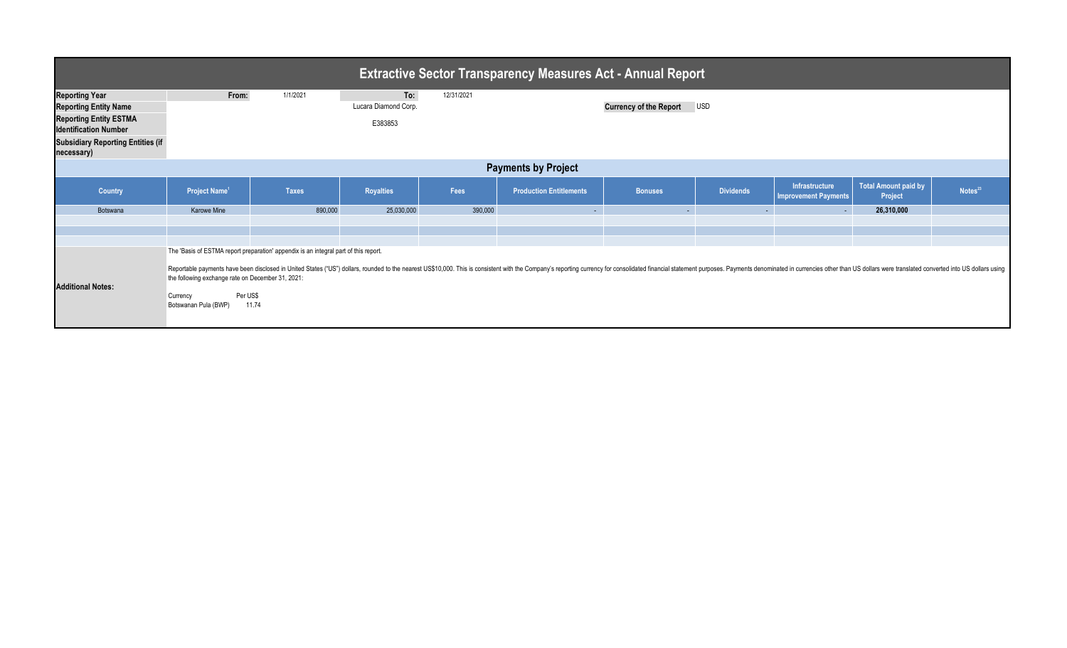# Extractive Sector Transparency Measures Act - Annual Report

| | | | | |
|---|---|---|---|---|
| **Reporting Year** | From: | 1/1/2021 | To: | 12/31/2021 |
| **Reporting Entity Name** | | Lucara Diamond Corp. | | |
| **Reporting Entity ESTMA Identification Number** | | E383853 | | |
| **Subsidiary Reporting Entities (if necessary)** | | | | |

**Currency of the Report** USD

## Payments by Project

| Country | Project Name[1] | Taxes | Royalties | Fees | Production Entitlements | Bonuses | Dividends | Infrastructure Improvement Payments | Total Amount paid by Project | Notes[23] |
|---|---|---|---|---|---|---|---|---|---|---|
| Botswana | Karowe Mine | 890,000 | 25,030,000 | 390,000 | - | - | - | - | **26,310,000** | |
| | | | | | | | | | | |
| | | | | | | | | | | |
| | | | | | | | | | | |

**Additional Notes:**

The 'Basis of ESTMA report preparation' appendix is an integral part of this report.

Reportable payments have been disclosed in United States ("US") dollars, rounded to the nearest US$10,000. This is consistent with the Company's reporting currency for consolidated financial statement purposes. Payments denominated in currencies other than US dollars were translated converted into US dollars using the following exchange rate on December 31, 2021:

| Currency | Per US$ |
|---|---|
| Botswanan Pula (BWP) | 11.74 |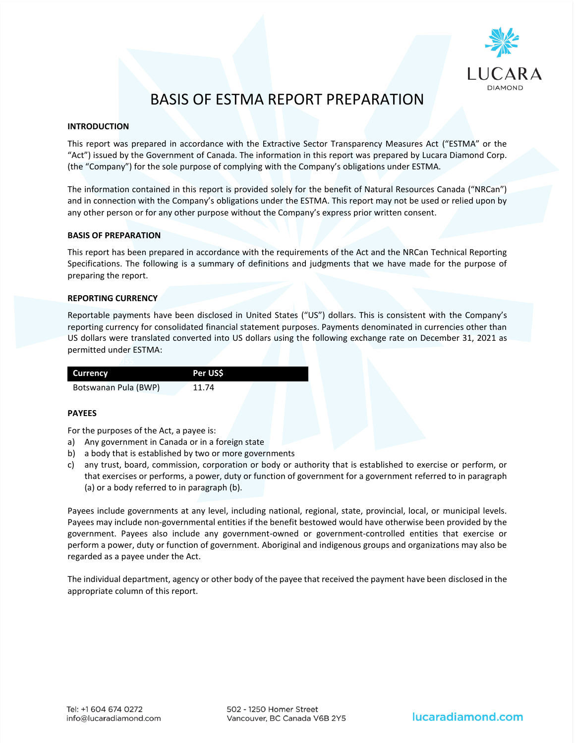# BASIS OF ESTMA REPORT PREPARATION

**INTRODUCTION**

This report was prepared in accordance with the Extractive Sector Transparency Measures Act ("ESTMA" or the "Act") issued by the Government of Canada. The information in this report was prepared by Lucara Diamond Corp. (the "Company") for the sole purpose of complying with the Company's obligations under ESTMA.

The information contained in this report is provided solely for the benefit of Natural Resources Canada ("NRCan") and in connection with the Company's obligations under the ESTMA. This report may not be used or relied upon by any other person or for any other purpose without the Company's express prior written consent.

**BASIS OF PREPARATION**

This report has been prepared in accordance with the requirements of the Act and the NRCan Technical Reporting Specifications. The following is a summary of definitions and judgments that we have made for the purpose of preparing the report.

**REPORTING CURRENCY**

Reportable payments have been disclosed in United States ("US") dollars. This is consistent with the Company's reporting currency for consolidated financial statement purposes. Payments denominated in currencies other than US dollars were translated converted into US dollars using the following exchange rate on December 31, 2021 as permitted under ESTMA:

| Currency | Per US$ |
|---|---|
| Botswanan Pula (BWP) | 11.74 |

**PAYEES**

For the purposes of the Act, a payee is:

a) Any government in Canada or in a foreign state
b) a body that is established by two or more governments
c) any trust, board, commission, corporation or body or authority that is established to exercise or perform, or that exercises or performs, a power, duty or function of government for a government referred to in paragraph (a) or a body referred to in paragraph (b).

Payees include governments at any level, including national, regional, state, provincial, local, or municipal levels. Payees may include non-governmental entities if the benefit bestowed would have otherwise been provided by the government. Payees also include any government-owned or government-controlled entities that exercise or perform a power, duty or function of government. Aboriginal and indigenous groups and organizations may also be regarded as a payee under the Act.

The individual department, agency or other body of the payee that received the payment have been disclosed in the appropriate column of this report.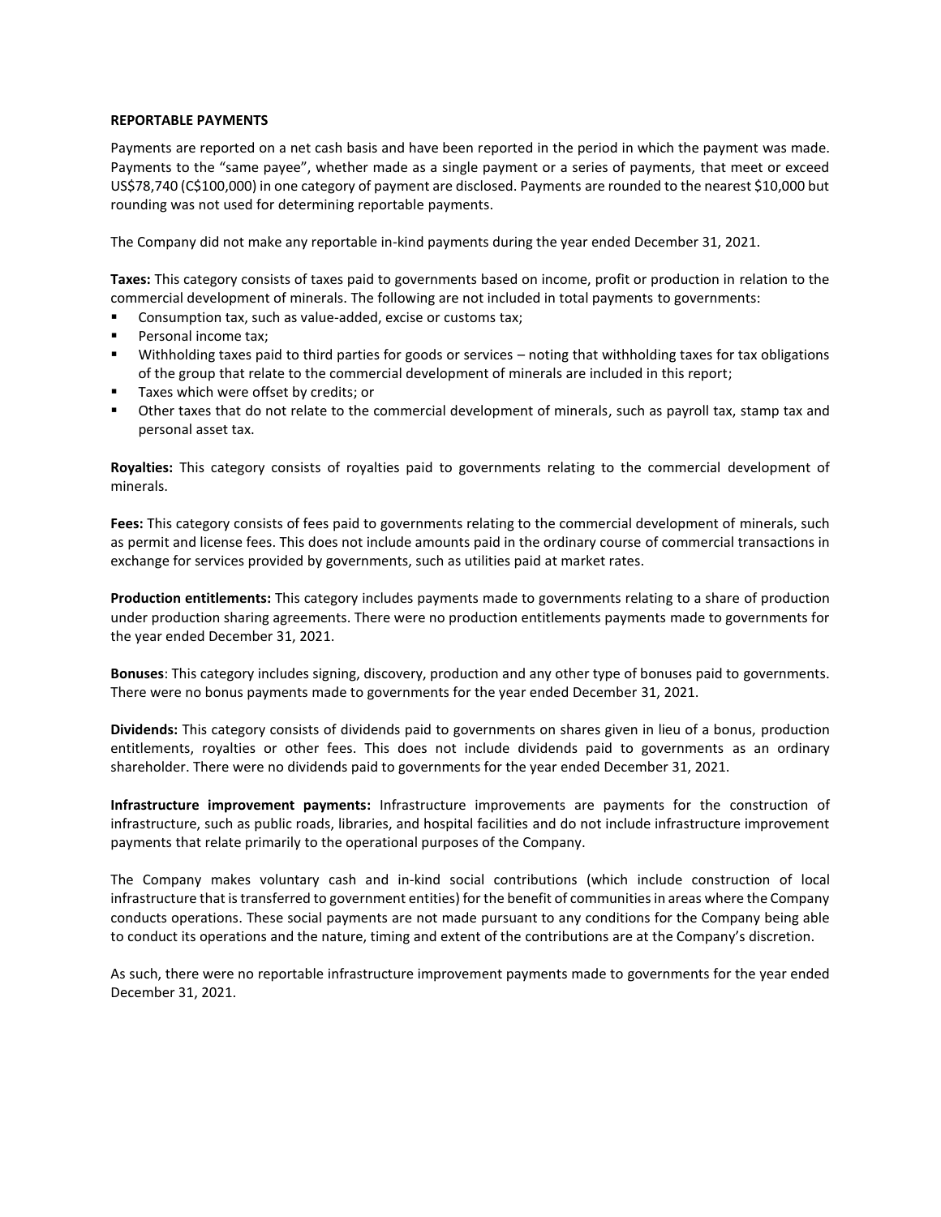## REPORTABLE PAYMENTS

Payments are reported on a net cash basis and have been reported in the period in which the payment was made. Payments to the "same payee", whether made as a single payment or a series of payments, that meet or exceed US$78,740 (C$100,000) in one category of payment are disclosed. Payments are rounded to the nearest $10,000 but rounding was not used for determining reportable payments.

The Company did not make any reportable in-kind payments during the year ended December 31, 2021.

**Taxes:** This category consists of taxes paid to governments based on income, profit or production in relation to the commercial development of minerals. The following are not included in total payments to governments:

- Consumption tax, such as value-added, excise or customs tax;
- Personal income tax;
- Withholding taxes paid to third parties for goods or services – noting that withholding taxes for tax obligations of the group that relate to the commercial development of minerals are included in this report;
- Taxes which were offset by credits; or
- Other taxes that do not relate to the commercial development of minerals, such as payroll tax, stamp tax and personal asset tax.

**Royalties:** This category consists of royalties paid to governments relating to the commercial development of minerals.

**Fees:** This category consists of fees paid to governments relating to the commercial development of minerals, such as permit and license fees. This does not include amounts paid in the ordinary course of commercial transactions in exchange for services provided by governments, such as utilities paid at market rates.

**Production entitlements:** This category includes payments made to governments relating to a share of production under production sharing agreements. There were no production entitlements payments made to governments for the year ended December 31, 2021.

**Bonuses**: This category includes signing, discovery, production and any other type of bonuses paid to governments. There were no bonus payments made to governments for the year ended December 31, 2021.

**Dividends:** This category consists of dividends paid to governments on shares given in lieu of a bonus, production entitlements, royalties or other fees. This does not include dividends paid to governments as an ordinary shareholder. There were no dividends paid to governments for the year ended December 31, 2021.

**Infrastructure improvement payments:** Infrastructure improvements are payments for the construction of infrastructure, such as public roads, libraries, and hospital facilities and do not include infrastructure improvement payments that relate primarily to the operational purposes of the Company.

The Company makes voluntary cash and in-kind social contributions (which include construction of local infrastructure that is transferred to government entities) for the benefit of communities in areas where the Company conducts operations. These social payments are not made pursuant to any conditions for the Company being able to conduct its operations and the nature, timing and extent of the contributions are at the Company's discretion.

As such, there were no reportable infrastructure improvement payments made to governments for the year ended December 31, 2021.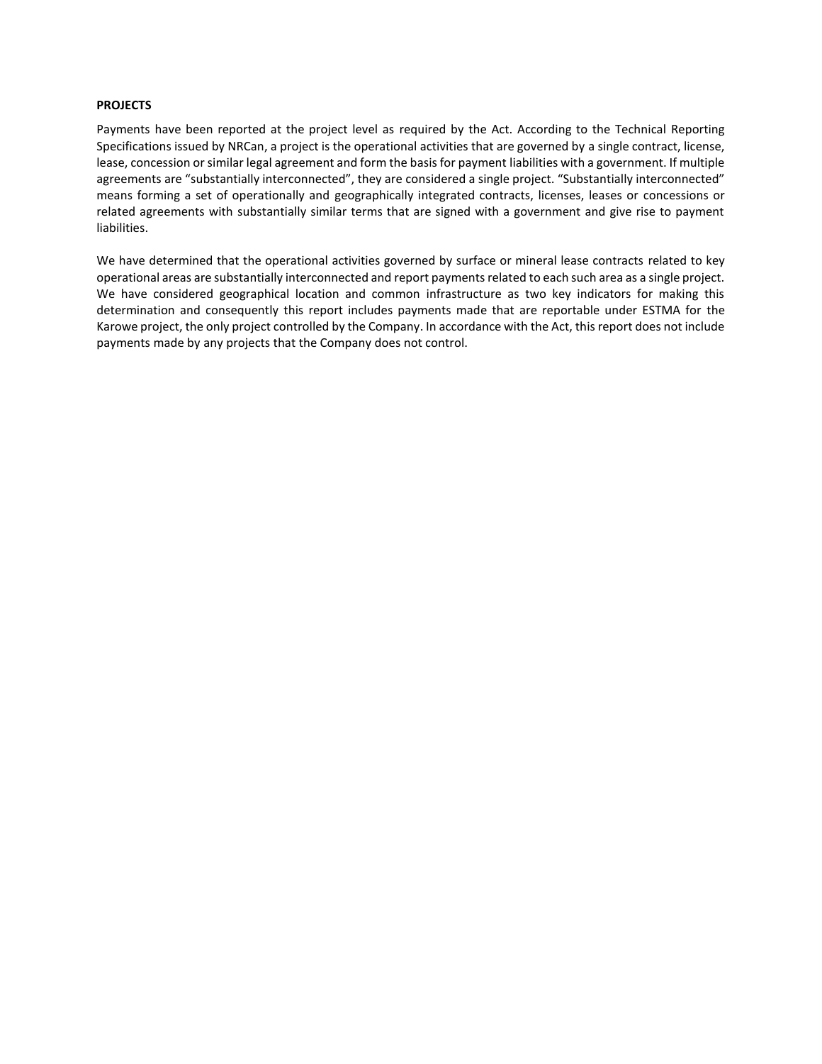**PROJECTS**

Payments have been reported at the project level as required by the Act. According to the Technical Reporting Specifications issued by NRCan, a project is the operational activities that are governed by a single contract, license, lease, concession or similar legal agreement and form the basis for payment liabilities with a government. If multiple agreements are "substantially interconnected", they are considered a single project. "Substantially interconnected" means forming a set of operationally and geographically integrated contracts, licenses, leases or concessions or related agreements with substantially similar terms that are signed with a government and give rise to payment liabilities.

We have determined that the operational activities governed by surface or mineral lease contracts related to key operational areas are substantially interconnected and report payments related to each such area as a single project. We have considered geographical location and common infrastructure as two key indicators for making this determination and consequently this report includes payments made that are reportable under ESTMA for the Karowe project, the only project controlled by the Company. In accordance with the Act, this report does not include payments made by any projects that the Company does not control.